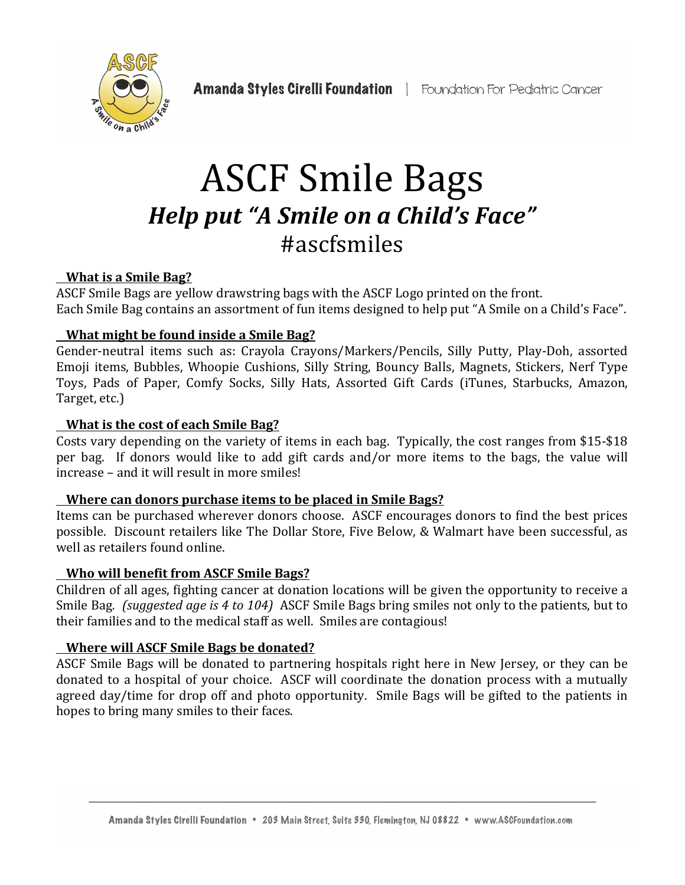Amanda Styles Cirelli Foundation | Foundation For Pediatric Cancer

# ASCF Smile Bags

## *Help put "A Smile on a Child's Face"*

## #ascfsmiles

**What is a Smile Bag?**

ASCF Smile Bags are yellow drawstring bags with the ASCF Logo printed on the front.
Each Smile Bag contains an assortment of fun items designed to help put "A Smile on a Child's Face".

**What might be found inside a Smile Bag?**

Gender-neutral items such as: Crayola Crayons/Markers/Pencils, Silly Putty, Play-Doh, assorted Emoji items, Bubbles, Whoopie Cushions, Silly String, Bouncy Balls, Magnets, Stickers, Nerf Type Toys, Pads of Paper, Comfy Socks, Silly Hats, Assorted Gift Cards (iTunes, Starbucks, Amazon, Target, etc.)

**What is the cost of each Smile Bag?**

Costs vary depending on the variety of items in each bag. Typically, the cost ranges from $15-$18 per bag. If donors would like to add gift cards and/or more items to the bags, the value will increase – and it will result in more smiles!

**Where can donors purchase items to be placed in Smile Bags?**

Items can be purchased wherever donors choose. ASCF encourages donors to find the best prices possible. Discount retailers like The Dollar Store, Five Below, & Walmart have been successful, as well as retailers found online.

**Who will benefit from ASCF Smile Bags?**

Children of all ages, fighting cancer at donation locations will be given the opportunity to receive a Smile Bag. *(suggested age is 4 to 104)* ASCF Smile Bags bring smiles not only to the patients, but to their families and to the medical staff as well. Smiles are contagious!

**Where will ASCF Smile Bags be donated?**

ASCF Smile Bags will be donated to partnering hospitals right here in New Jersey, or they can be donated to a hospital of your choice. ASCF will coordinate the donation process with a mutually agreed day/time for drop off and photo opportunity. Smile Bags will be gifted to the patients in hopes to bring many smiles to their faces.

Amanda Styles Cirelli Foundation • 203 Main Street, Suite 330, Flemington, NJ 08822 • www.ASCFoundation.com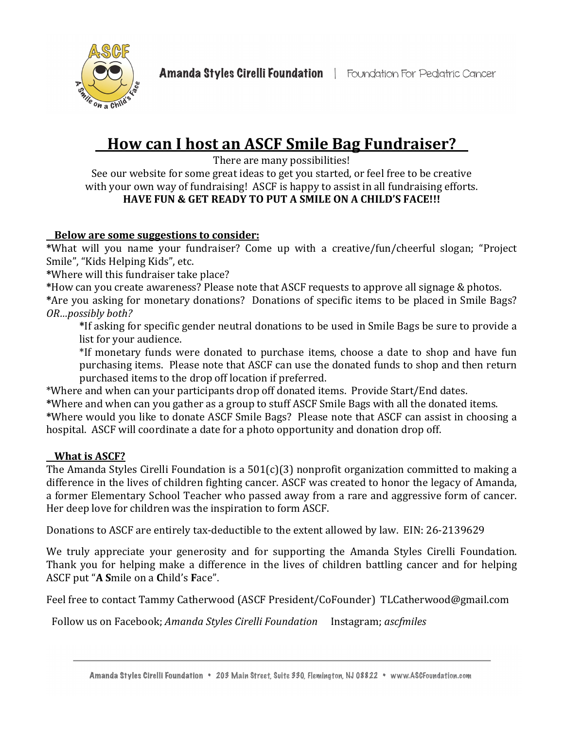Amanda Styles Cirelli Foundation | Foundation For Pediatric Cancer

# How can I host an ASCF Smile Bag Fundraiser?

There are many possibilities!
See our website for some great ideas to get you started, or feel free to be creative with your own way of fundraising! ASCF is happy to assist in all fundraising efforts.
**HAVE FUN & GET READY TO PUT A SMILE ON A CHILD'S FACE!!!**

## Below are some suggestions to consider:

*What will you name your fundraiser? Come up with a creative/fun/cheerful slogan; "Project Smile", "Kids Helping Kids", etc.
*Where will this fundraiser take place?
*How can you create awareness? Please note that ASCF requests to approve all signage & photos.
*Are you asking for monetary donations? Donations of specific items to be placed in Smile Bags? *OR…possibly both?*

> *If asking for specific gender neutral donations to be used in Smile Bags be sure to provide a list for your audience.
>
> *If monetary funds were donated to purchase items, choose a date to shop and have fun purchasing items. Please note that ASCF can use the donated funds to shop and then return purchased items to the drop off location if preferred.

*Where and when can your participants drop off donated items. Provide Start/End dates.
*Where and when can you gather as a group to stuff ASCF Smile Bags with all the donated items.
*Where would you like to donate ASCF Smile Bags? Please note that ASCF can assist in choosing a hospital. ASCF will coordinate a date for a photo opportunity and donation drop off.

## What is ASCF?

The Amanda Styles Cirelli Foundation is a 501(c)(3) nonprofit organization committed to making a difference in the lives of children fighting cancer. ASCF was created to honor the legacy of Amanda, a former Elementary School Teacher who passed away from a rare and aggressive form of cancer. Her deep love for children was the inspiration to form ASCF.

Donations to ASCF are entirely tax-deductible to the extent allowed by law. EIN: 26-2139629

We truly appreciate your generosity and for supporting the Amanda Styles Cirelli Foundation. Thank you for helping make a difference in the lives of children battling cancer and for helping ASCF put "**A S**mile on a **C**hild's **F**ace".

Feel free to contact Tammy Catherwood (ASCF President/CoFounder) TLCatherwood@gmail.com

Follow us on Facebook; *Amanda Styles Cirelli Foundation* Instagram; *ascfmiles*

Amanda Styles Cirelli Foundation • 203 Main Street, Suite 330, Flemington, NJ 08822 • www.ASCFoundation.com